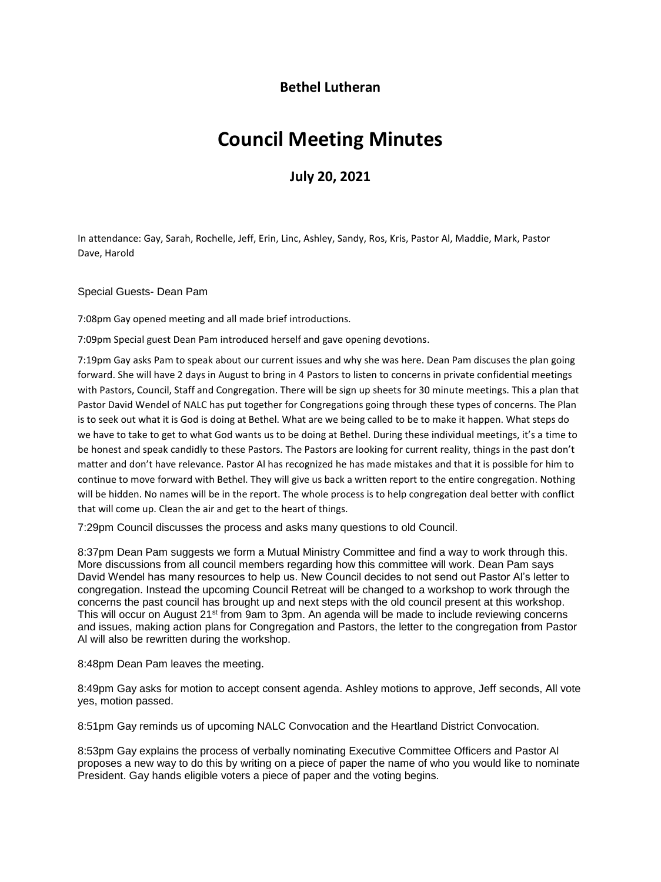**Bethel Lutheran**

# Council Meeting Minutes

## July 20, 2021

In attendance: Gay, Sarah, Rochelle, Jeff, Erin, Linc, Ashley, Sandy, Ros, Kris, Pastor Al, Maddie, Mark, Pastor Dave, Harold

Special Guests- Dean Pam

7:08pm Gay opened meeting and all made brief introductions.

7:09pm Special guest Dean Pam introduced herself and gave opening devotions.

7:19pm Gay asks Pam to speak about our current issues and why she was here. Dean Pam discuses the plan going forward. She will have 2 days in August to bring in 4 Pastors to listen to concerns in private confidential meetings with Pastors, Council, Staff and Congregation. There will be sign up sheets for 30 minute meetings. This a plan that Pastor David Wendel of NALC has put together for Congregations going through these types of concerns. The Plan is to seek out what it is God is doing at Bethel. What are we being called to be to make it happen. What steps do we have to take to get to what God wants us to be doing at Bethel. During these individual meetings, it's a time to be honest and speak candidly to these Pastors. The Pastors are looking for current reality, things in the past don't matter and don't have relevance. Pastor Al has recognized he has made mistakes and that it is possible for him to continue to move forward with Bethel. They will give us back a written report to the entire congregation. Nothing will be hidden. No names will be in the report. The whole process is to help congregation deal better with conflict that will come up. Clean the air and get to the heart of things.

7:29pm Council discusses the process and asks many questions to old Council.

8:37pm Dean Pam suggests we form a Mutual Ministry Committee and find a way to work through this. More discussions from all council members regarding how this committee will work. Dean Pam says David Wendel has many resources to help us. New Council decides to not send out Pastor Al's letter to congregation. Instead the upcoming Council Retreat will be changed to a workshop to work through the concerns the past council has brought up and next steps with the old council present at this workshop. This will occur on August 21st from 9am to 3pm. An agenda will be made to include reviewing concerns and issues, making action plans for Congregation and Pastors, the letter to the congregation from Pastor Al will also be rewritten during the workshop.

8:48pm Dean Pam leaves the meeting.

8:49pm Gay asks for motion to accept consent agenda. Ashley motions to approve, Jeff seconds, All vote yes, motion passed.

8:51pm Gay reminds us of upcoming NALC Convocation and the Heartland District Convocation.

8:53pm Gay explains the process of verbally nominating Executive Committee Officers and Pastor Al proposes a new way to do this by writing on a piece of paper the name of who you would like to nominate President. Gay hands eligible voters a piece of paper and the voting begins.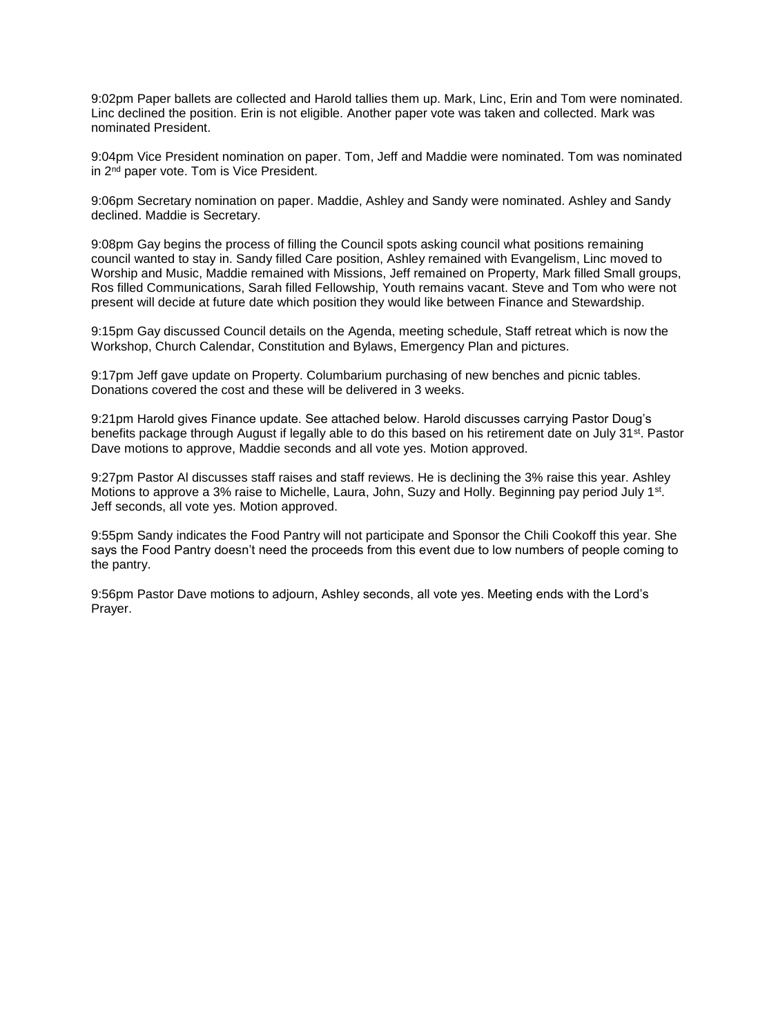9:02pm Paper ballets are collected and Harold tallies them up. Mark, Linc, Erin and Tom were nominated. Linc declined the position. Erin is not eligible. Another paper vote was taken and collected. Mark was nominated President.

9:04pm Vice President nomination on paper. Tom, Jeff and Maddie were nominated. Tom was nominated in 2nd paper vote. Tom is Vice President.

9:06pm Secretary nomination on paper. Maddie, Ashley and Sandy were nominated. Ashley and Sandy declined. Maddie is Secretary.

9:08pm Gay begins the process of filling the Council spots asking council what positions remaining council wanted to stay in. Sandy filled Care position, Ashley remained with Evangelism, Linc moved to Worship and Music, Maddie remained with Missions, Jeff remained on Property, Mark filled Small groups, Ros filled Communications, Sarah filled Fellowship, Youth remains vacant. Steve and Tom who were not present will decide at future date which position they would like between Finance and Stewardship.

9:15pm Gay discussed Council details on the Agenda, meeting schedule, Staff retreat which is now the Workshop, Church Calendar, Constitution and Bylaws, Emergency Plan and pictures.

9:17pm Jeff gave update on Property. Columbarium purchasing of new benches and picnic tables. Donations covered the cost and these will be delivered in 3 weeks.

9:21pm Harold gives Finance update. See attached below. Harold discusses carrying Pastor Doug's benefits package through August if legally able to do this based on his retirement date on July 31st. Pastor Dave motions to approve, Maddie seconds and all vote yes. Motion approved.

9:27pm Pastor Al discusses staff raises and staff reviews. He is declining the 3% raise this year. Ashley Motions to approve a 3% raise to Michelle, Laura, John, Suzy and Holly. Beginning pay period July 1st. Jeff seconds, all vote yes. Motion approved.

9:55pm Sandy indicates the Food Pantry will not participate and Sponsor the Chili Cookoff this year. She says the Food Pantry doesn't need the proceeds from this event due to low numbers of people coming to the pantry.

9:56pm Pastor Dave motions to adjourn, Ashley seconds, all vote yes. Meeting ends with the Lord's Prayer.